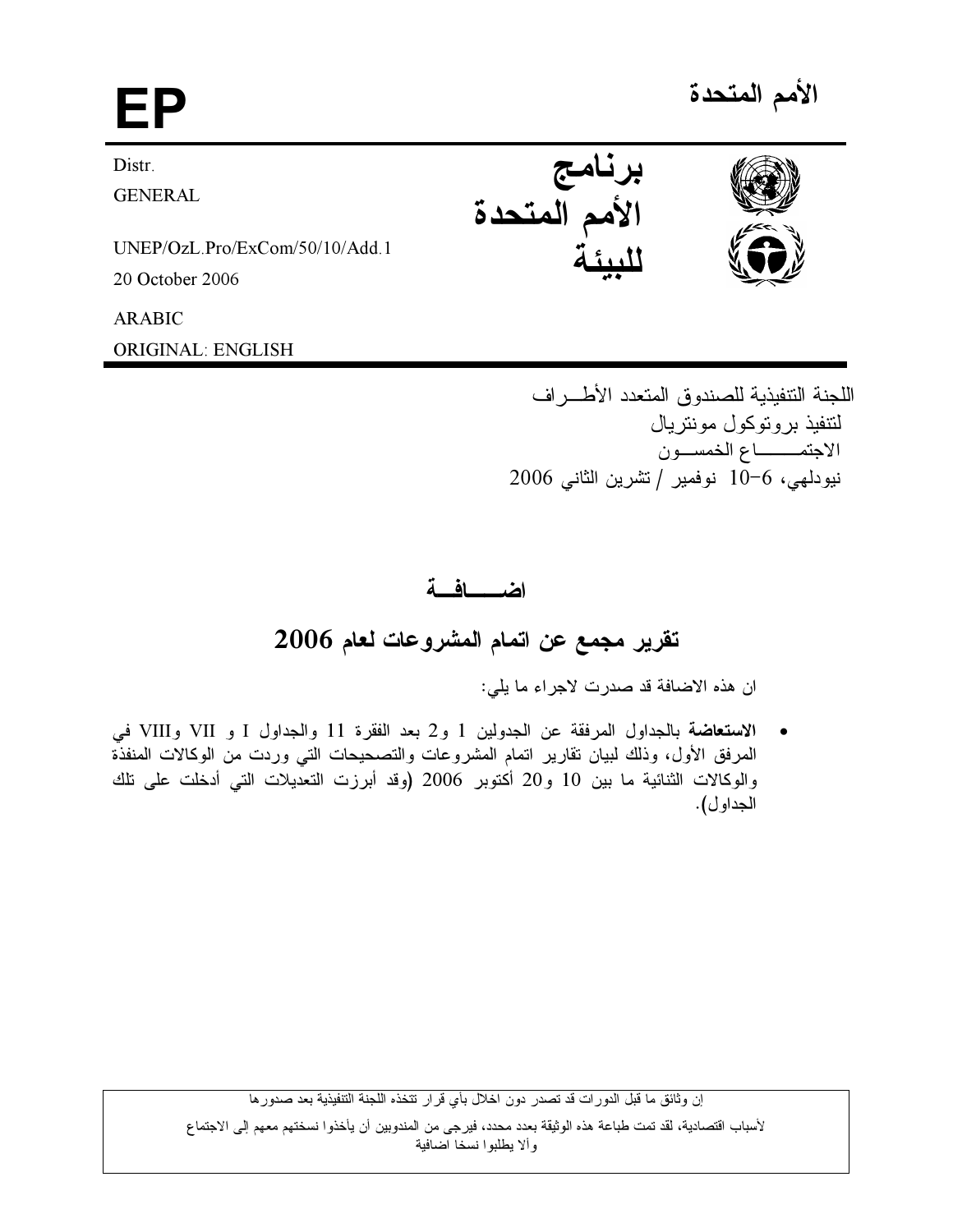# الأمم المتحدة

# EP

Distr.
GENERAL

UNEP/OzL.Pro/ExCom/50/10/Add.1
20 October 2006

ARABIC
ORIGINAL: ENGLISH

**برنامج الأمم المتحدة للبيئة**

اللجنة التنفيذية للصندوق المتعدد الأطــراف
لتنفيذ بروتوكول مونتريال
الاجتمـــــاع الخمســـون
نيودلهي، 6-10 نوفمبر / تشرين الثاني 2006

## اضـــــافـــة

## تقرير مجمع عن اتمام المشروعات لعام 2006

ان هذه الاضافة قد صدرت لاجراء ما يلي:

- **الاستعاضة** بالجداول المرفقة عن الجدولين 1 و2 بعد الفقرة 11 والجداول I و VII وVIII في المرفق الأول، وذلك لبيان تقارير اتمام المشروعات والتصحيحات التي وردت من الوكالات المنفذة والوكالات الثنائية ما بين 10 و20 أكتوبر 2006 (وقد أبرزت التعديلات التي أدخلت على تلك الجداول).

إن وثائق ما قبل الدورات قد تصدر دون اخلال بأي قرار تتخذه اللجنة التنفيذية بعد صدورها

لأسباب اقتصادية، لقد تمت طباعة هذه الوثيقة بعدد محدد، فيرجى من المندوبين أن يأخذوا نسختهم معهم إلى الاجتماع وألا يطلبوا نسخا اضافية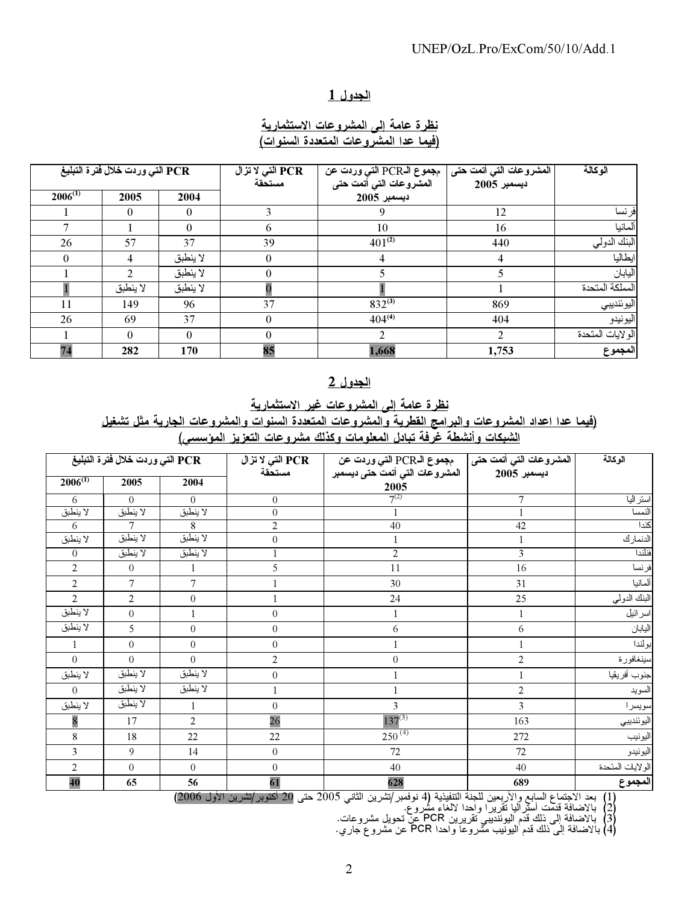## الجدول 1

### نظرة عامة إلى المشروعات الاستثمارية
### (فيما عدا المشروعات المتعددة السنوات)

| الوكالة | المشروعات التي أتمت حتى ديسمبر 2005 | مجموع الـPCR التي وردت عن المشروعات التي أتمت حتى ديسمبر 2005 | PCR التي لا تزال مستحقة | PCR التي وردت خلال فترة التبليغ | | |
|---|---|---|---|---|---|---|
| | | | | 2004 | 2005 | 2006[1] |
| فرنسا | 12 | 9 | 3 | 0 | 0 | 1 |
| ألمانيا | 16 | 10 | 6 | 0 | 1 | 7 |
| البنك الدولي | 440 | 401[2] | 39 | 37 | 57 | 26 |
| ايطاليا | 4 | 4 | 0 | لا ينطبق | 4 | 0 |
| اليابان | 5 | 5 | 0 | لا ينطبق | 2 | 1 |
| المملكة المتحدة | 1 | 1 | 0 | لا ينطبق | لا ينطبق | 1 |
| اليوئنديبي | 869 | 832[3] | 37 | 96 | 149 | 11 |
| اليونيدو | 404 | 404[4] | 0 | 37 | 69 | 26 |
| الولايات المتحدة | 2 | 2 | 0 | 0 | 0 | 1 |
| **المجموع** | **1,753** | **1,668** | **85** | **170** | **282** | **74** |

## الجدول 2

### نظرة عامة إلى المشروعات غير الاستثمارية
### (فيما عدا اعداد المشروعات والبرامج القطرية والمشروعات المتعددة السنوات والمشروعات الجارية مثل تشغيل الشبكات وأنشطة غرفة تبادل المعلومات وكذلك مشروعات التعزيز المؤسسي)

| الوكالة | المشروعات التي أتمت حتى ديسمبر 2005 | مجموع الـPCR التي وردت عن المشروعات التي أتمت حتى ديسمبر 2005 | PCR التي لا تزال مستحقة | PCR التي وردت خلال فترة التبليغ | | |
|---|---|---|---|---|---|---|
| | | | | 2004 | 2005 | 2006[1] |
| استراليا | 7 | 7[2] | 0 | 0 | 0 | 6 |
| النمسا | 1 | 1 | 0 | لا ينطبق | لا ينطبق | لا ينطبق |
| كندا | 42 | 40 | 2 | 8 | 7 | 6 |
| الدنمارك | 1 | 1 | 0 | لا ينطبق | لا ينطبق | لا ينطبق |
| فنلندا | 3 | 2 | 1 | لا ينطبق | لا ينطبق | 0 |
| فرنسا | 16 | 11 | 5 | 1 | 0 | 2 |
| ألمانيا | 31 | 30 | 1 | 7 | 7 | 2 |
| البنك الدولي | 25 | 24 | 1 | 0 | 2 | 2 |
| اسرائيل | 1 | 1 | 0 | 1 | 0 | لا ينطبق |
| اليابان | 6 | 6 | 0 | 0 | 5 | لا ينطبق |
| بولندا | 1 | 1 | 0 | 0 | 0 | 1 |
| سينغافورة | 2 | 0 | 2 | 0 | 0 | 0 |
| جنوب أفريقيا | 1 | 1 | 0 | لا ينطبق | لا ينطبق | لا ينطبق |
| السويد | 2 | 1 | 1 | لا ينطبق | لا ينطبق | 0 |
| سويسرا | 3 | 3 | 0 | 1 | لا ينطبق | لا ينطبق |
| اليوئنديبي | 163 | 137[3] | 26 | 2 | 17 | 8 |
| اليونيب | 272 | 250[4] | 22 | 22 | 18 | 8 |
| اليونيدو | 72 | 72 | 0 | 14 | 9 | 3 |
| الولايات المتحدة | 40 | 40 | 0 | 0 | 0 | 2 |
| **المجموع** | **689** | **628** | **61** | **56** | **65** | **40** |

(1) بعد الاجتماع السابع والأربعين للجنة التنفيذية (4 نوفمبر/تشرين الثاني 2005 حتى 20 أكتوبر/تشرين الأول 2006)
(2) بالاضافة قدمت أستراليا تقريرا واحدا لالغاء مشروع.
(3) بالاضافة إلى ذلك قدم اليوئنديبي تقريرين PCR عن تحويل مشروعات.
(4) بالاضافة إلى ذلك قدم اليونيب مشروعا واحدا PCR عن مشروع جاري.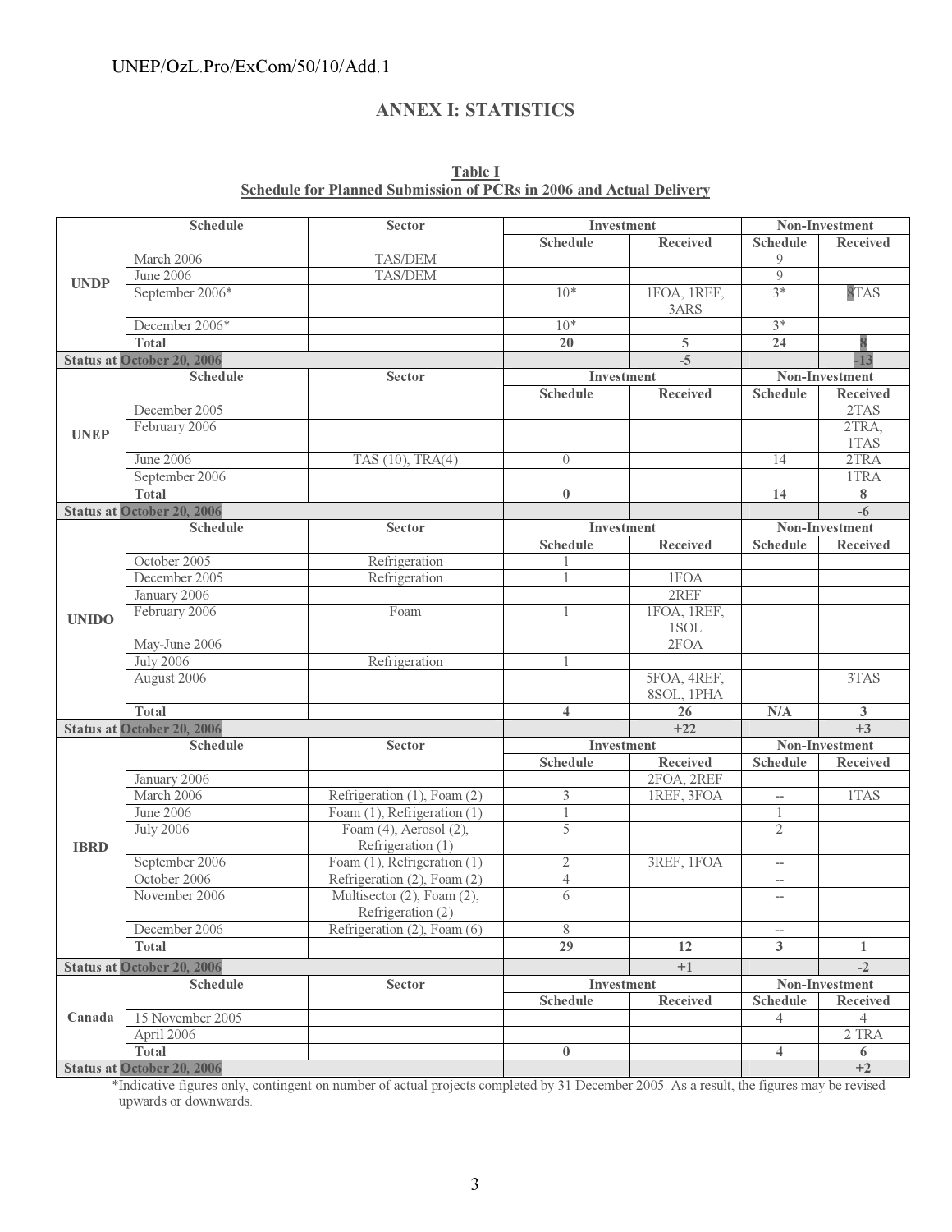## ANNEX I: STATISTICS

**Table I**
**Schedule for Planned Submission of PCRs in 2006 and Actual Delivery**

| | Schedule | Sector | Investment | | Non-Investment | |
|---|---|---|---|---|---|---|
| | | | Schedule | Received | Schedule | Received |
| UNDP | March 2006 | TAS/DEM | | | 9 | |
| | June 2006 | TAS/DEM | | | 9 | |
| | September 2006* | | 10* | 1FOA, 1REF, 3ARS | 3* | 8TAS |
| | December 2006* | | 10* | | 3* | |
| | **Total** | | **20** | **5** | **24** | **8** |
| **Status at October 20, 2006** | | | | **-5** | | **-13** |
| | **Schedule** | **Sector** | **Investment** | | **Non-Investment** | |
| | | | **Schedule** | **Received** | **Schedule** | **Received** |
| UNEP | December 2005 | | | | | 2TAS |
| | February 2006 | | | | | 2TRA, 1TAS |
| | June 2006 | TAS (10), TRA(4) | 0 | | 14 | 2TRA |
| | September 2006 | | | | | 1TRA |
| | **Total** | | **0** | | **14** | **8** |
| **Status at October 20, 2006** | | | | | | **-6** |
| | **Schedule** | **Sector** | **Investment** | | **Non-Investment** | |
| | | | **Schedule** | **Received** | **Schedule** | **Received** |
| UNIDO | October 2005 | Refrigeration | 1 | | | |
| | December 2005 | Refrigeration | 1 | 1FOA | | |
| | January 2006 | | | 2REF | | |
| | February 2006 | Foam | 1 | 1FOA, 1REF, 1SOL | | |
| | May-June 2006 | | | 2FOA | | |
| | July 2006 | Refrigeration | 1 | | | |
| | August 2006 | | | 5FOA, 4REF, 8SOL, 1PHA | | 3TAS |
| | **Total** | | **4** | **26** | **N/A** | **3** |
| **Status at October 20, 2006** | | | | **+22** | | **+3** |
| | **Schedule** | **Sector** | **Investment** | | **Non-Investment** | |
| | | | **Schedule** | **Received** | **Schedule** | **Received** |
| IBRD | January 2006 | | | 2FOA, 2REF | | |
| | March 2006 | Refrigeration (1), Foam (2) | 3 | 1REF, 3FOA | -- | 1TAS |
| | June 2006 | Foam (1), Refrigeration (1) | 1 | | 1 | |
| | July 2006 | Foam (4), Aerosol (2), Refrigeration (1) | 5 | | 2 | |
| | September 2006 | Foam (1), Refrigeration (1) | 2 | 3REF, 1FOA | -- | |
| | October 2006 | Refrigeration (2), Foam (2) | 4 | | -- | |
| | November 2006 | Multisector (2), Foam (2), Refrigeration (2) | 6 | | -- | |
| | December 2006 | Refrigeration (2), Foam (6) | 8 | | -- | |
| | **Total** | | **29** | **12** | **3** | **1** |
| **Status at October 20, 2006** | | | | **+1** | | **-2** |
| | **Schedule** | **Sector** | **Investment** | | **Non-Investment** | |
| | | | **Schedule** | **Received** | **Schedule** | **Received** |
| Canada | 15 November 2005 | | | | 4 | 4 |
| | April 2006 | | | | | 2 TRA |
| | **Total** | | **0** | | **4** | **6** |
| **Status at October 20, 2006** | | | | | | **+2** |

*Indicative figures only, contingent on number of actual projects completed by 31 December 2005. As a result, the figures may be revised upwards or downwards.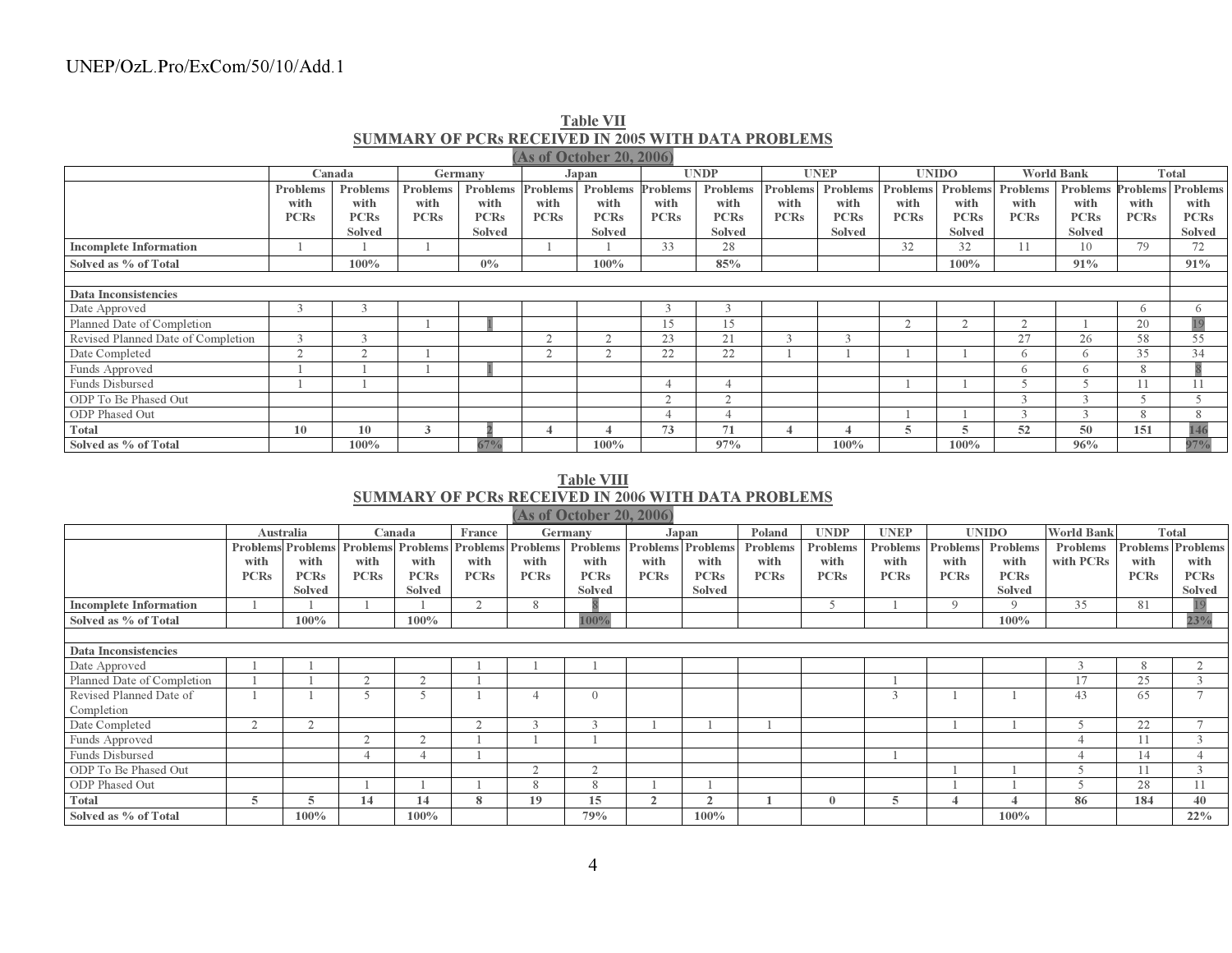## Table VII

## SUMMARY OF PCRs RECEIVED IN 2005 WITH DATA PROBLEMS

**(As of October 20, 2006)**

| | Canada | | Germany | | Japan | | UNDP | | UNEP | | UNIDO | | World Bank | | Total | |
|---|---|---|---|---|---|---|---|---|---|---|---|---|---|---|---|---|
| | **Problems with PCRs** | **Problems with PCRs Solved** | **Problems with PCRs** | **Problems with PCRs Solved** | **Problems with PCRs** | **Problems with PCRs Solved** | **Problems with PCRs** | **Problems with PCRs Solved** | **Problems with PCRs** | **Problems with PCRs Solved** | **Problems with PCRs** | **Problems with PCRs Solved** | **Problems with PCRs** | **Problems with PCRs Solved** | **Problems with PCRs** | **Problems with PCRs Solved** |
| **Incomplete Information** | 1 | 1 | 1 | | 1 | 1 | 33 | 28 | | | 32 | 32 | 11 | 10 | 79 | 72 |
| **Solved as % of Total** | | **100%** | | **0%** | | **100%** | | **85%** | | | | **100%** | | **91%** | | **91%** |
| | | | | | | | | | | | | | | | | |
| **Data Inconsistencies** | | | | | | | | | | | | | | | | |
| Date Approved | 3 | 3 | | | | | 3 | 3 | | | | | | | 6 | 6 |
| Planned Date of Completion | | | 1 | 1 | | | 15 | 15 | | | 2 | 2 | 2 | 1 | 20 | 19 |
| Revised Planned Date of Completion | 3 | 3 | | | 2 | 2 | 23 | 21 | 3 | 3 | | | 27 | 26 | 58 | 55 |
| Date Completed | 2 | 2 | 1 | | 2 | 2 | 22 | 22 | 1 | 1 | 1 | 1 | 6 | 6 | 35 | 34 |
| Funds Approved | 1 | 1 | 1 | 1 | | | | | | | | | 6 | 6 | 8 | 8 |
| Funds Disbursed | 1 | 1 | | | | | 4 | 4 | | | 1 | 1 | 5 | 5 | 11 | 11 |
| ODP To Be Phased Out | | | | | | | 2 | 2 | | | | | 3 | 3 | 5 | 5 |
| ODP Phased Out | | | | | | | 4 | 4 | | | 1 | 1 | 3 | 3 | 8 | 8 |
| **Total** | **10** | **10** | **3** | **2** | **4** | **4** | **73** | **71** | **4** | **4** | **5** | **5** | **52** | **50** | **151** | **146** |
| **Solved as % of Total** | | **100%** | | **67%** | | **100%** | | **97%** | | **100%** | | **100%** | | **96%** | | **97%** |

## Table VIII

## SUMMARY OF PCRs RECEIVED IN 2006 WITH DATA PROBLEMS

**(As of October 20, 2006)**

| | Australia | | Canada | | France | Germany | | Japan | | Poland | UNDP | UNEP | UNIDO | | World Bank | Total | |
|---|---|---|---|---|---|---|---|---|---|---|---|---|---|---|---|---|---|
| | **Problems with PCRs** | **Problems with PCRs Solved** | **Problems with PCRs** | **Problems with PCRs Solved** | **Problems with PCRs** | **Problems with PCRs** | **Problems with PCRs Solved** | **Problems with PCRs** | **Problems with PCRs Solved** | **Problems with PCRs** | **Problems with PCRs** | **Problems with PCRs** | **Problems with PCRs** | **Problems with PCRs Solved** | **Problems with PCRs** | **Problems with PCRs** | **Problems with PCRs Solved** |
| **Incomplete Information** | 1 | 1 | 1 | 1 | 2 | 8 | 8 | | | | 5 | 1 | 9 | 9 | 35 | 81 | 19 |
| **Solved as % of Total** | | **100%** | | **100%** | | | **100%** | | | | | | | **100%** | | | **23%** |
| | | | | | | | | | | | | | | | | | |
| **Data Inconsistencies** | | | | | | | | | | | | | | | | | |
| Date Approved | 1 | 1 | | | 1 | 1 | 1 | | | | | | | | 3 | 8 | 2 |
| Planned Date of Completion | 1 | 1 | 2 | 2 | 1 | | | | | | | 1 | | | 17 | 25 | 3 |
| Revised Planned Date of Completion | 1 | 1 | 5 | 5 | 1 | 4 | 0 | | | | | 3 | 1 | 1 | 43 | 65 | 7 |
| Date Completed | 2 | 2 | | | 2 | 3 | 3 | 1 | 1 | 1 | | | 1 | 1 | 5 | 22 | 7 |
| Funds Approved | | | 2 | 2 | 1 | 1 | 1 | | | | | | | | 4 | 11 | 3 |
| Funds Disbursed | | | 4 | 4 | 1 | | | | | | | 1 | | | 4 | 14 | 4 |
| ODP To Be Phased Out | | | | | | 2 | 2 | | | | | | 1 | 1 | 5 | 11 | 3 |
| ODP Phased Out | | | 1 | 1 | 1 | 8 | 8 | 1 | 1 | | | | 1 | 1 | 5 | 28 | 11 |
| **Total** | **5** | **5** | **14** | **14** | **8** | **19** | **15** | **2** | **2** | **1** | **0** | **5** | **4** | **4** | **86** | **184** | **40** |
| **Solved as % of Total** | | **100%** | | **100%** | | | **79%** | | **100%** | | | | | **100%** | | | **22%** |